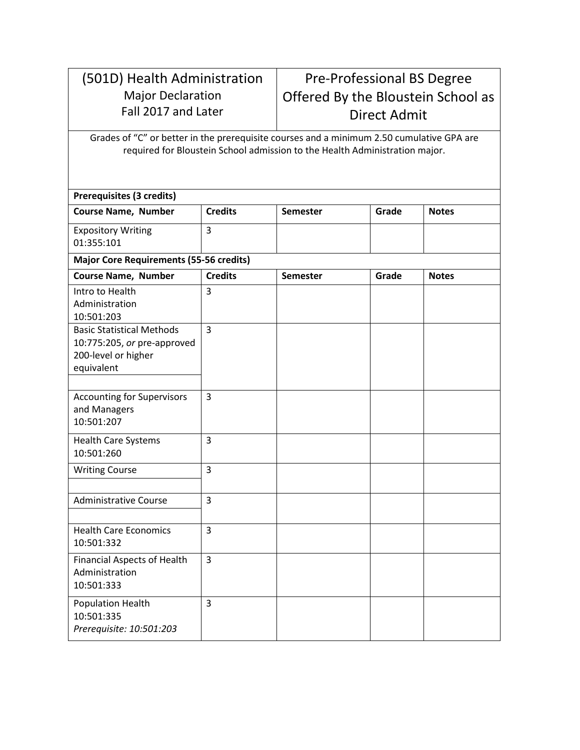| (501D) Health Administration<br>Major Declaration<br>Fall 2017 and Later | Pre-Professional BS Degree Offered By the Bloustein School as Direct Admit |
|---|---|

Grades of “C” or better in the prerequisite courses and a minimum 2.50 cumulative GPA are required for Bloustein School admission to the Health Administration major.

**Prerequisites (3 credits)**

| **Course Name, Number** | **Credits** | **Semester** | **Grade** | **Notes** |
|---|---|---|---|---|
| Expository Writing 01:355:101 | 3 | | | |

**Major Core Requirements (55-56 credits)**

| **Course Name, Number** | **Credits** | **Semester** | **Grade** | **Notes** |
|---|---|---|---|---|
| Intro to Health Administration 10:501:203 | 3 | | | |
| Basic Statistical Methods 10:775:205, *or* pre-approved 200-level or higher equivalent | 3 | | | |
| Accounting for Supervisors and Managers 10:501:207 | 3 | | | |
| Health Care Systems 10:501:260 | 3 | | | |
| Writing Course | 3 | | | |
| Administrative Course | 3 | | | |
| Health Care Economics 10:501:332 | 3 | | | |
| Financial Aspects of Health Administration 10:501:333 | 3 | | | |
| Population Health 10:501:335 *Prerequisite: 10:501:203* | 3 | | | |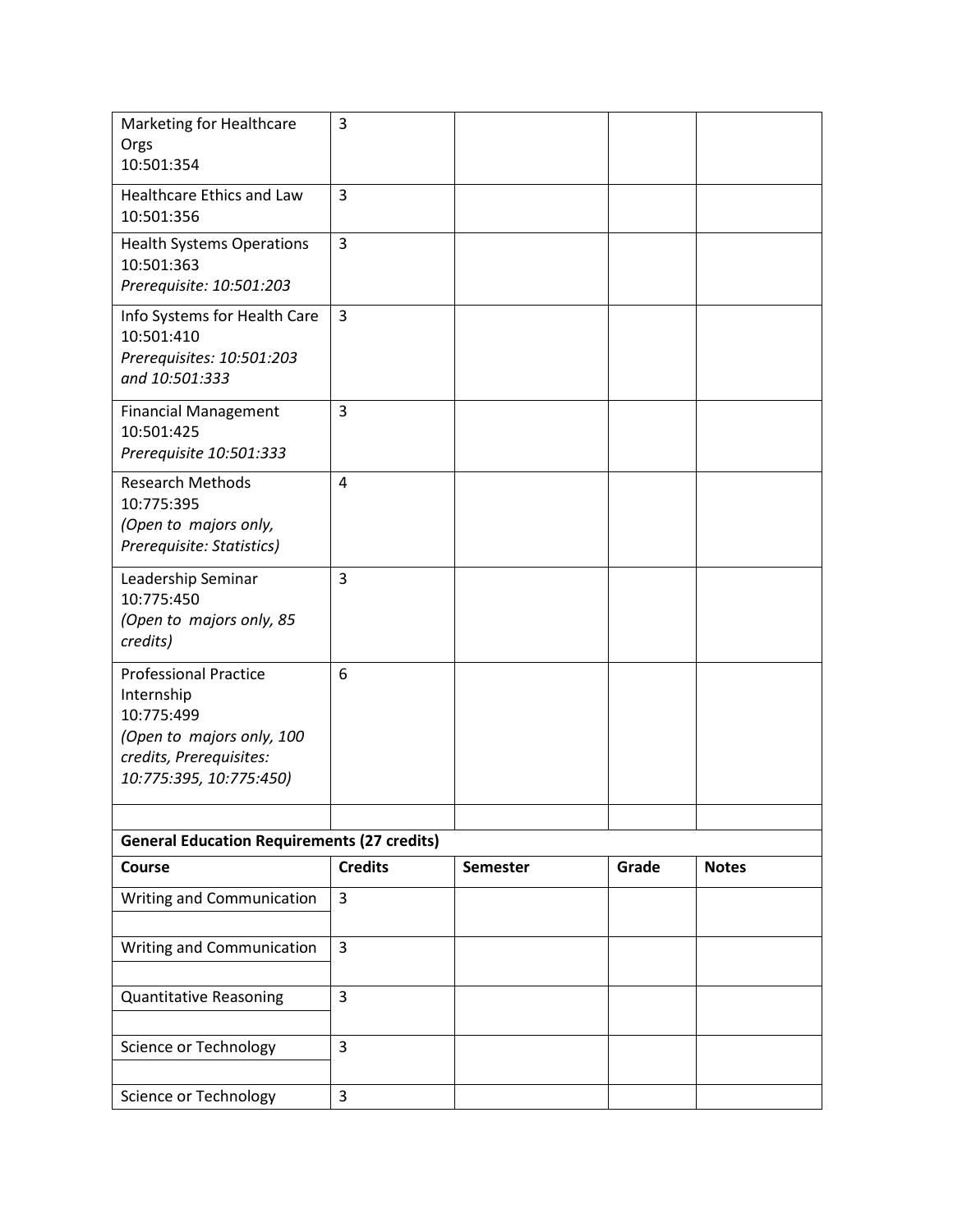| | | | | |
|---|---|---|---|---|
| Marketing for Healthcare Orgs 10:501:354 | 3 | | | |
| Healthcare Ethics and Law 10:501:356 | 3 | | | |
| Health Systems Operations 10:501:363 *Prerequisite: 10:501:203* | 3 | | | |
| Info Systems for Health Care 10:501:410 *Prerequisites: 10:501:203 and 10:501:333* | 3 | | | |
| Financial Management 10:501:425 *Prerequisite 10:501:333* | 3 | | | |
| Research Methods 10:775:395 *(Open to majors only, Prerequisite: Statistics)* | 4 | | | |
| Leadership Seminar 10:775:450 *(Open to majors only, 85 credits)* | 3 | | | |
| Professional Practice Internship 10:775:499 *(Open to majors only, 100 credits, Prerequisites: 10:775:395, 10:775:450)* | 6 | | | |
| | | | | |

**General Education Requirements (27 credits)**

| Course | Credits | Semester | Grade | Notes |
|---|---|---|---|---|
| Writing and Communication | 3 | | | |
| Writing and Communication | 3 | | | |
| Quantitative Reasoning | 3 | | | |
| Science or Technology | 3 | | | |
| Science or Technology | 3 | | | |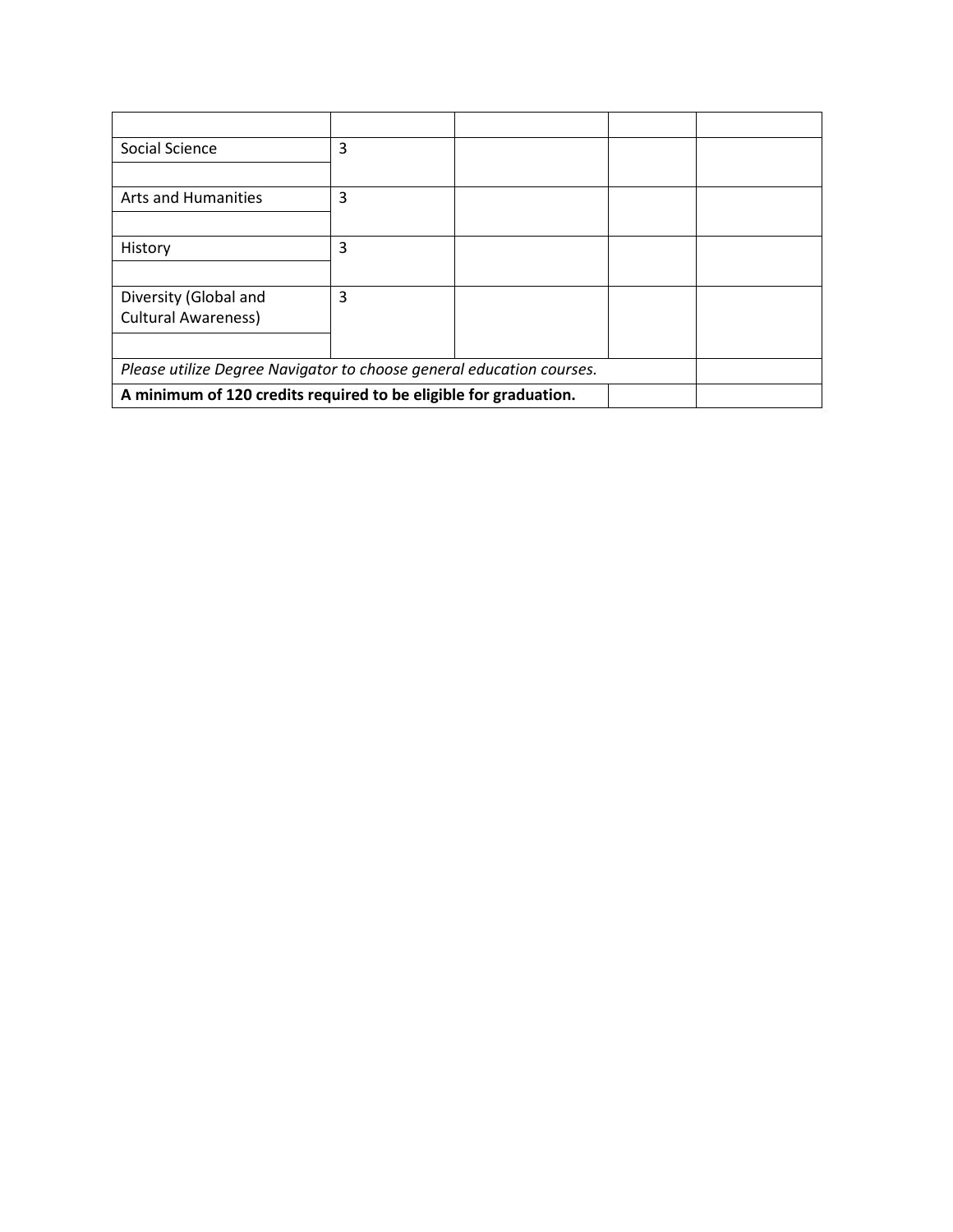| | | | | |
|---|---|---|---|---|
| | | | | |
| Social Science | 3 | | | |
| | | | | |
| Arts and Humanities | 3 | | | |
| | | | | |
| History | 3 | | | |
| | | | | |
| Diversity (Global and Cultural Awareness) | 3 | | | |
| | | | | |
| *Please utilize Degree Navigator to choose general education courses.* | | | | |
| **A minimum of 120 credits required to be eligible for graduation.** | | | | |